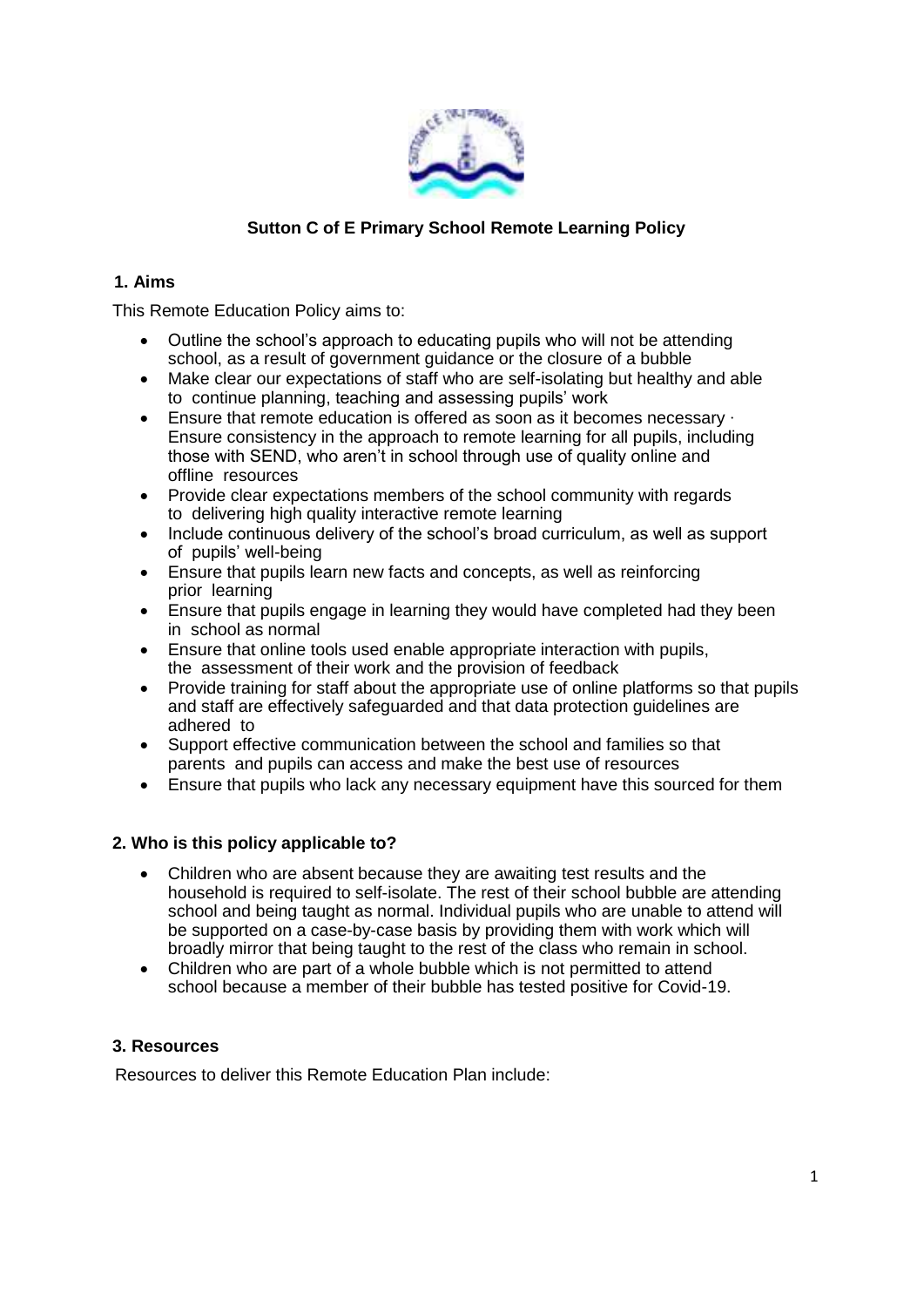## Sutton C of E Primary School Remote Learning Policy

### 1. Aims

This Remote Education Policy aims to:

- Outline the school's approach to educating pupils who will not be attending school, as a result of government guidance or the closure of a bubble
- Make clear our expectations of staff who are self-isolating but healthy and able to continue planning, teaching and assessing pupils' work
- Ensure that remote education is offered as soon as it becomes necessary · Ensure consistency in the approach to remote learning for all pupils, including those with SEND, who aren't in school through use of quality online and offline resources
- Provide clear expectations members of the school community with regards to delivering high quality interactive remote learning
- Include continuous delivery of the school's broad curriculum, as well as support of pupils' well-being
- Ensure that pupils learn new facts and concepts, as well as reinforcing prior learning
- Ensure that pupils engage in learning they would have completed had they been in school as normal
- Ensure that online tools used enable appropriate interaction with pupils, the assessment of their work and the provision of feedback
- Provide training for staff about the appropriate use of online platforms so that pupils and staff are effectively safeguarded and that data protection guidelines are adhered to
- Support effective communication between the school and families so that parents and pupils can access and make the best use of resources
- Ensure that pupils who lack any necessary equipment have this sourced for them

### 2. Who is this policy applicable to?

- Children who are absent because they are awaiting test results and the household is required to self-isolate. The rest of their school bubble are attending school and being taught as normal. Individual pupils who are unable to attend will be supported on a case-by-case basis by providing them with work which will broadly mirror that being taught to the rest of the class who remain in school.
- Children who are part of a whole bubble which is not permitted to attend school because a member of their bubble has tested positive for Covid-19.

### 3. Resources

Resources to deliver this Remote Education Plan include: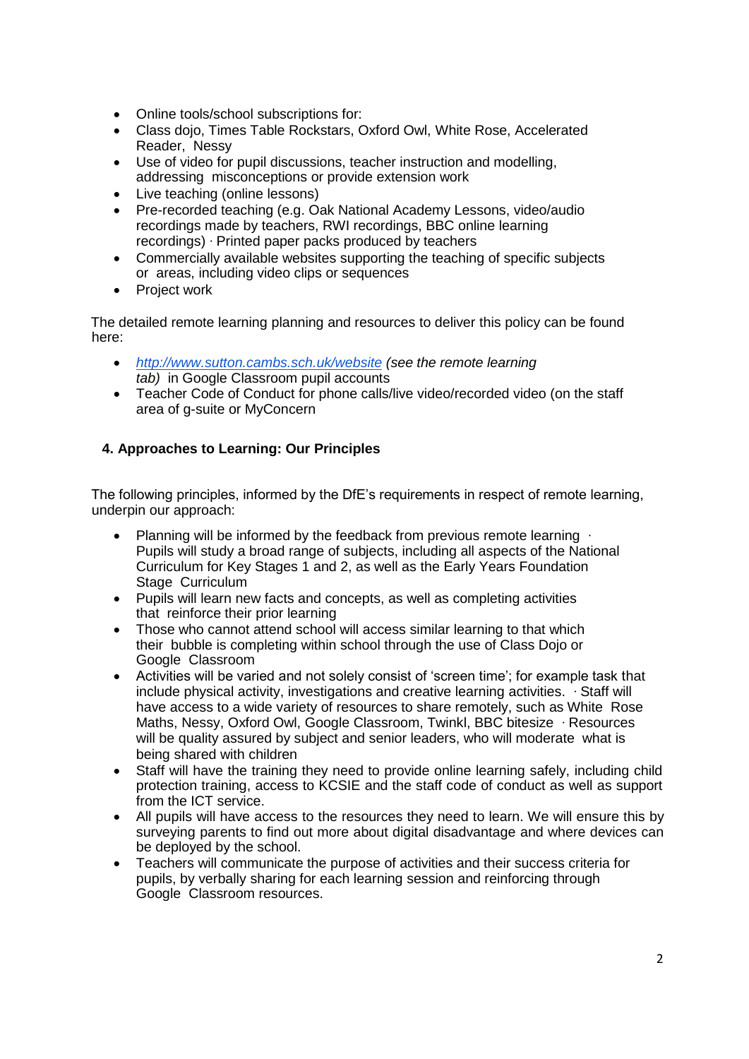- Online tools/school subscriptions for:
- Class dojo, Times Table Rockstars, Oxford Owl, White Rose, Accelerated Reader, Nessy
- Use of video for pupil discussions, teacher instruction and modelling, addressing misconceptions or provide extension work
- Live teaching (online lessons)
- Pre-recorded teaching (e.g. Oak National Academy Lessons, video/audio recordings made by teachers, RWI recordings, BBC online learning recordings) · Printed paper packs produced by teachers
- Commercially available websites supporting the teaching of specific subjects or areas, including video clips or sequences
- Project work

The detailed remote learning planning and resources to deliver this policy can be found here:

- *[http://www.sutton.cambs.sch.uk/website](http://www.sutton.cambs.sch.uk/website) (see the remote learning tab)* in Google Classroom pupil accounts
- Teacher Code of Conduct for phone calls/live video/recorded video (on the staff area of g-suite or MyConcern

## 4. Approaches to Learning: Our Principles

The following principles, informed by the DfE's requirements in respect of remote learning, underpin our approach:

- Planning will be informed by the feedback from previous remote learning · Pupils will study a broad range of subjects, including all aspects of the National Curriculum for Key Stages 1 and 2, as well as the Early Years Foundation Stage Curriculum
- Pupils will learn new facts and concepts, as well as completing activities that reinforce their prior learning
- Those who cannot attend school will access similar learning to that which their bubble is completing within school through the use of Class Dojo or Google Classroom
- Activities will be varied and not solely consist of 'screen time'; for example task that include physical activity, investigations and creative learning activities. · Staff will have access to a wide variety of resources to share remotely, such as White Rose Maths, Nessy, Oxford Owl, Google Classroom, Twinkl, BBC bitesize · Resources will be quality assured by subject and senior leaders, who will moderate what is being shared with children
- Staff will have the training they need to provide online learning safely, including child protection training, access to KCSIE and the staff code of conduct as well as support from the ICT service.
- All pupils will have access to the resources they need to learn. We will ensure this by surveying parents to find out more about digital disadvantage and where devices can be deployed by the school.
- Teachers will communicate the purpose of activities and their success criteria for pupils, by verbally sharing for each learning session and reinforcing through Google Classroom resources.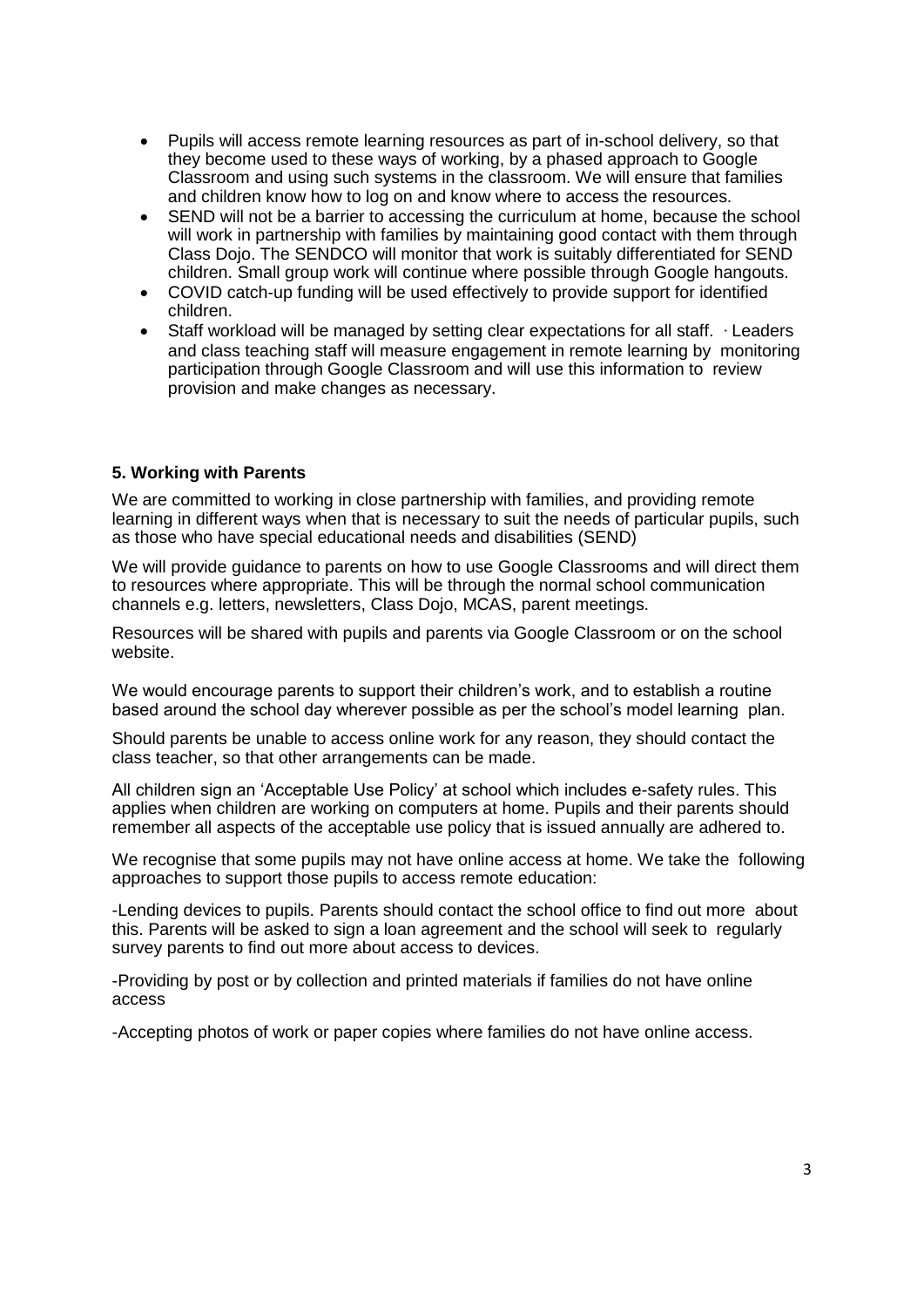- Pupils will access remote learning resources as part of in-school delivery, so that they become used to these ways of working, by a phased approach to Google Classroom and using such systems in the classroom. We will ensure that families and children know how to log on and know where to access the resources.
- SEND will not be a barrier to accessing the curriculum at home, because the school will work in partnership with families by maintaining good contact with them through Class Dojo. The SENDCO will monitor that work is suitably differentiated for SEND children. Small group work will continue where possible through Google hangouts.
- COVID catch-up funding will be used effectively to provide support for identified children.
- Staff workload will be managed by setting clear expectations for all staff. · Leaders and class teaching staff will measure engagement in remote learning by monitoring participation through Google Classroom and will use this information to review provision and make changes as necessary.

### 5. Working with Parents

We are committed to working in close partnership with families, and providing remote learning in different ways when that is necessary to suit the needs of particular pupils, such as those who have special educational needs and disabilities (SEND)

We will provide guidance to parents on how to use Google Classrooms and will direct them to resources where appropriate. This will be through the normal school communication channels e.g. letters, newsletters, Class Dojo, MCAS, parent meetings.

Resources will be shared with pupils and parents via Google Classroom or on the school website.

We would encourage parents to support their children's work, and to establish a routine based around the school day wherever possible as per the school's model learning plan.

Should parents be unable to access online work for any reason, they should contact the class teacher, so that other arrangements can be made.

All children sign an 'Acceptable Use Policy' at school which includes e-safety rules. This applies when children are working on computers at home. Pupils and their parents should remember all aspects of the acceptable use policy that is issued annually are adhered to.

We recognise that some pupils may not have online access at home. We take the following approaches to support those pupils to access remote education:

-Lending devices to pupils. Parents should contact the school office to find out more about this. Parents will be asked to sign a loan agreement and the school will seek to regularly survey parents to find out more about access to devices.

-Providing by post or by collection and printed materials if families do not have online access

-Accepting photos of work or paper copies where families do not have online access.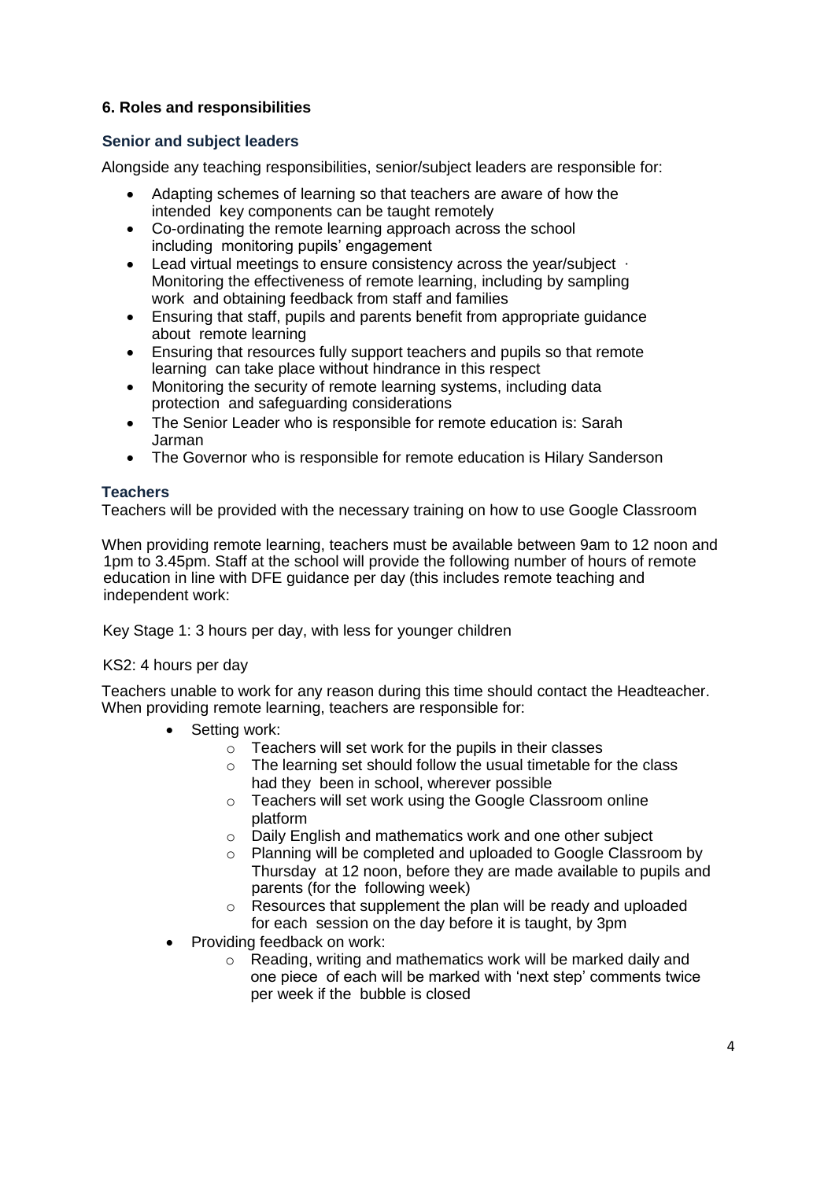## 6. Roles and responsibilities

### Senior and subject leaders

Alongside any teaching responsibilities, senior/subject leaders are responsible for:

- Adapting schemes of learning so that teachers are aware of how the intended key components can be taught remotely
- Co-ordinating the remote learning approach across the school including monitoring pupils' engagement
- Lead virtual meetings to ensure consistency across the year/subject · Monitoring the effectiveness of remote learning, including by sampling work and obtaining feedback from staff and families
- Ensuring that staff, pupils and parents benefit from appropriate guidance about remote learning
- Ensuring that resources fully support teachers and pupils so that remote learning can take place without hindrance in this respect
- Monitoring the security of remote learning systems, including data protection and safeguarding considerations
- The Senior Leader who is responsible for remote education is: Sarah Jarman
- The Governor who is responsible for remote education is Hilary Sanderson

### Teachers

Teachers will be provided with the necessary training on how to use Google Classroom

When providing remote learning, teachers must be available between 9am to 12 noon and 1pm to 3.45pm. Staff at the school will provide the following number of hours of remote education in line with DFE guidance per day (this includes remote teaching and independent work:

Key Stage 1: 3 hours per day, with less for younger children

KS2: 4 hours per day

Teachers unable to work for any reason during this time should contact the Headteacher. When providing remote learning, teachers are responsible for:

- Setting work:
  - Teachers will set work for the pupils in their classes
  - The learning set should follow the usual timetable for the class had they been in school, wherever possible
  - Teachers will set work using the Google Classroom online platform
  - Daily English and mathematics work and one other subject
  - Planning will be completed and uploaded to Google Classroom by Thursday at 12 noon, before they are made available to pupils and parents (for the following week)
  - Resources that supplement the plan will be ready and uploaded for each session on the day before it is taught, by 3pm
- Providing feedback on work:
  - Reading, writing and mathematics work will be marked daily and one piece of each will be marked with 'next step' comments twice per week if the bubble is closed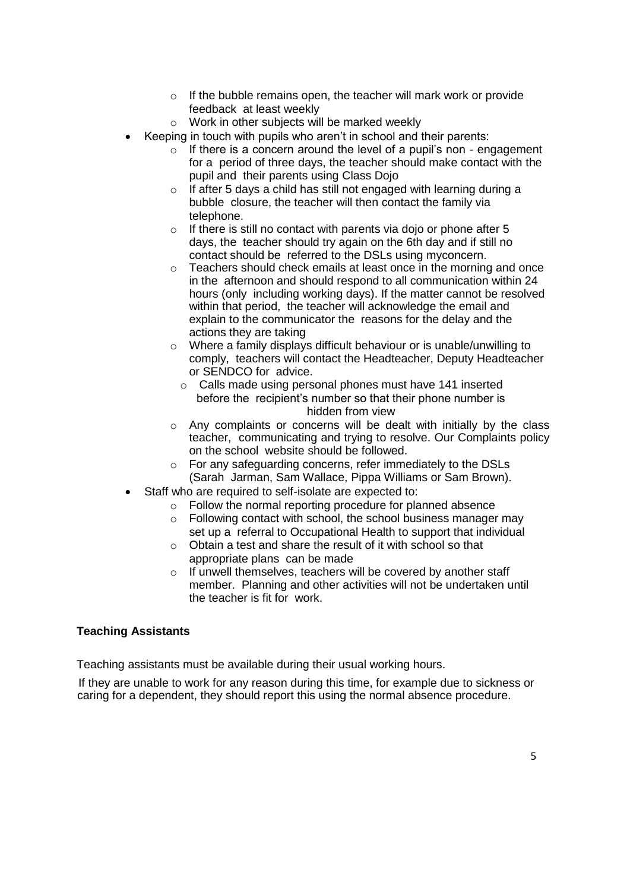- If the bubble remains open, the teacher will mark work or provide feedback at least weekly
  - Work in other subjects will be marked weekly
- Keeping in touch with pupils who aren't in school and their parents:
  - If there is a concern around the level of a pupil's non - engagement for a period of three days, the teacher should make contact with the pupil and their parents using Class Dojo
  - If after 5 days a child has still not engaged with learning during a bubble closure, the teacher will then contact the family via telephone.
  - If there is still no contact with parents via dojo or phone after 5 days, the teacher should try again on the 6th day and if still no contact should be referred to the DSLs using myconcern.
  - Teachers should check emails at least once in the morning and once in the afternoon and should respond to all communication within 24 hours (only including working days). If the matter cannot be resolved within that period, the teacher will acknowledge the email and explain to the communicator the reasons for the delay and the actions they are taking
  - Where a family displays difficult behaviour or is unable/unwilling to comply, teachers will contact the Headteacher, Deputy Headteacher or SENDCO for advice.
  - Calls made using personal phones must have 141 inserted before the recipient's number so that their phone number is hidden from view
  - Any complaints or concerns will be dealt with initially by the class teacher, communicating and trying to resolve. Our Complaints policy on the school website should be followed.
  - For any safeguarding concerns, refer immediately to the DSLs (Sarah Jarman, Sam Wallace, Pippa Williams or Sam Brown).
- Staff who are required to self-isolate are expected to:
  - Follow the normal reporting procedure for planned absence
  - Following contact with school, the school business manager may set up a referral to Occupational Health to support that individual
  - Obtain a test and share the result of it with school so that appropriate plans can be made
  - If unwell themselves, teachers will be covered by another staff member. Planning and other activities will not be undertaken until the teacher is fit for work.

**Teaching Assistants**

Teaching assistants must be available during their usual working hours.

If they are unable to work for any reason during this time, for example due to sickness or caring for a dependent, they should report this using the normal absence procedure.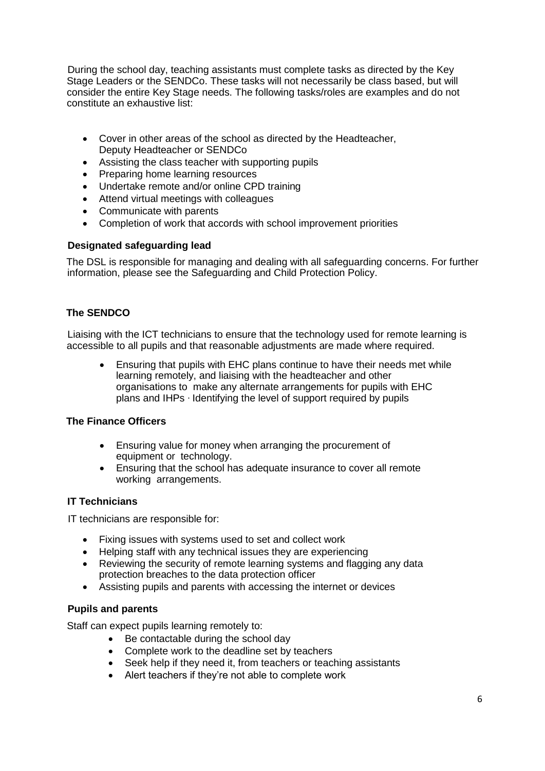During the school day, teaching assistants must complete tasks as directed by the Key Stage Leaders or the SENDCo. These tasks will not necessarily be class based, but will consider the entire Key Stage needs. The following tasks/roles are examples and do not constitute an exhaustive list:

- Cover in other areas of the school as directed by the Headteacher, Deputy Headteacher or SENDCo
- Assisting the class teacher with supporting pupils
- Preparing home learning resources
- Undertake remote and/or online CPD training
- Attend virtual meetings with colleagues
- Communicate with parents
- Completion of work that accords with school improvement priorities

**Designated safeguarding lead**

The DSL is responsible for managing and dealing with all safeguarding concerns. For further information, please see the Safeguarding and Child Protection Policy.

**The SENDCO**

Liaising with the ICT technicians to ensure that the technology used for remote learning is accessible to all pupils and that reasonable adjustments are made where required.

- Ensuring that pupils with EHC plans continue to have their needs met while learning remotely, and liaising with the headteacher and other organisations to make any alternate arrangements for pupils with EHC plans and IHPs · Identifying the level of support required by pupils

**The Finance Officers**

- Ensuring value for money when arranging the procurement of equipment or technology.
- Ensuring that the school has adequate insurance to cover all remote working arrangements.

**IT Technicians**

IT technicians are responsible for:

- Fixing issues with systems used to set and collect work
- Helping staff with any technical issues they are experiencing
- Reviewing the security of remote learning systems and flagging any data protection breaches to the data protection officer
- Assisting pupils and parents with accessing the internet or devices

**Pupils and parents**

Staff can expect pupils learning remotely to:

- Be contactable during the school day
- Complete work to the deadline set by teachers
- Seek help if they need it, from teachers or teaching assistants
- Alert teachers if they're not able to complete work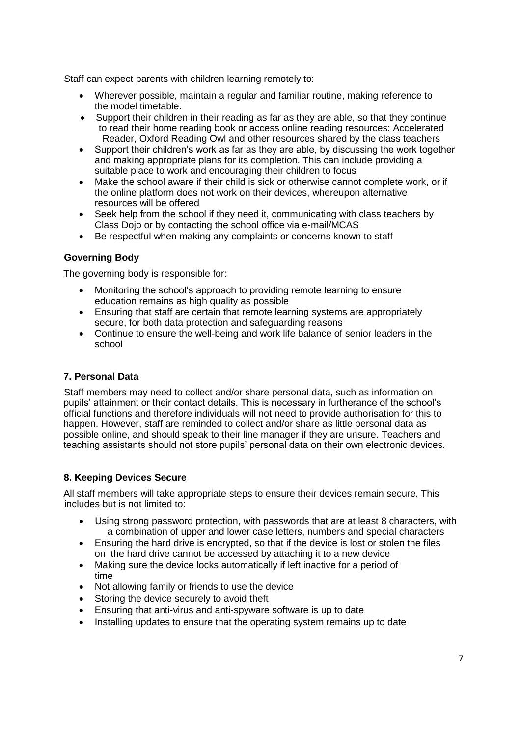Staff can expect parents with children learning remotely to:

- Wherever possible, maintain a regular and familiar routine, making reference to the model timetable.
- Support their children in their reading as far as they are able, so that they continue to read their home reading book or access online reading resources: Accelerated Reader, Oxford Reading Owl and other resources shared by the class teachers
- Support their children's work as far as they are able, by discussing the work together and making appropriate plans for its completion. This can include providing a suitable place to work and encouraging their children to focus
- Make the school aware if their child is sick or otherwise cannot complete work, or if the online platform does not work on their devices, whereupon alternative resources will be offered
- Seek help from the school if they need it, communicating with class teachers by Class Dojo or by contacting the school office via e-mail/MCAS
- Be respectful when making any complaints or concerns known to staff

### Governing Body

The governing body is responsible for:

- Monitoring the school's approach to providing remote learning to ensure education remains as high quality as possible
- Ensuring that staff are certain that remote learning systems are appropriately secure, for both data protection and safeguarding reasons
- Continue to ensure the well-being and work life balance of senior leaders in the school

## 7. Personal Data

Staff members may need to collect and/or share personal data, such as information on pupils' attainment or their contact details. This is necessary in furtherance of the school's official functions and therefore individuals will not need to provide authorisation for this to happen. However, staff are reminded to collect and/or share as little personal data as possible online, and should speak to their line manager if they are unsure. Teachers and teaching assistants should not store pupils' personal data on their own electronic devices.

## 8. Keeping Devices Secure

All staff members will take appropriate steps to ensure their devices remain secure. This includes but is not limited to:

- Using strong password protection, with passwords that are at least 8 characters, with a combination of upper and lower case letters, numbers and special characters
- Ensuring the hard drive is encrypted, so that if the device is lost or stolen the files on the hard drive cannot be accessed by attaching it to a new device
- Making sure the device locks automatically if left inactive for a period of time
- Not allowing family or friends to use the device
- Storing the device securely to avoid theft
- Ensuring that anti-virus and anti-spyware software is up to date
- Installing updates to ensure that the operating system remains up to date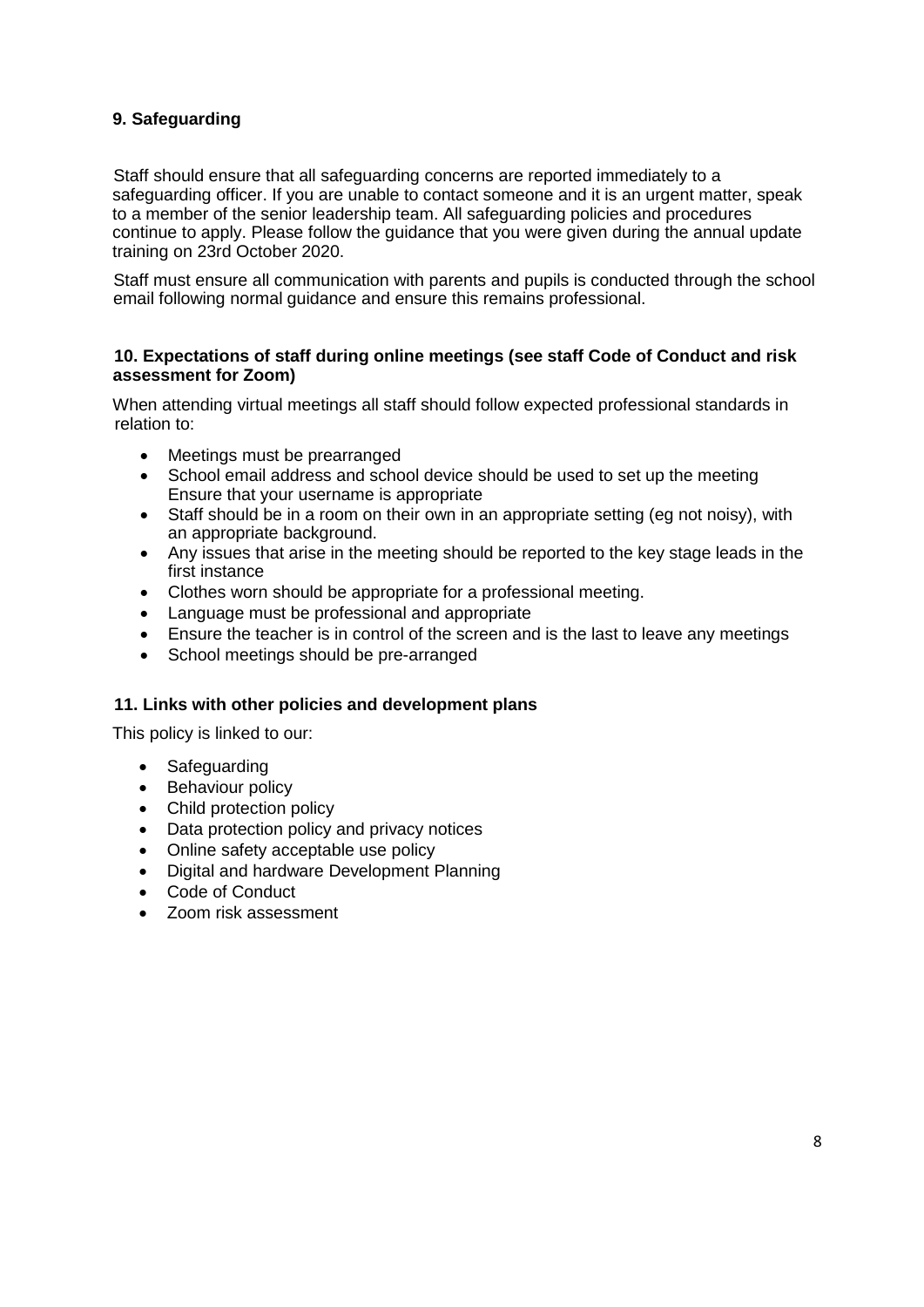## 9. Safeguarding

Staff should ensure that all safeguarding concerns are reported immediately to a safeguarding officer. If you are unable to contact someone and it is an urgent matter, speak to a member of the senior leadership team. All safeguarding policies and procedures continue to apply. Please follow the guidance that you were given during the annual update training on 23rd October 2020.

Staff must ensure all communication with parents and pupils is conducted through the school email following normal guidance and ensure this remains professional.

## 10. Expectations of staff during online meetings (see staff Code of Conduct and risk assessment for Zoom)

When attending virtual meetings all staff should follow expected professional standards in relation to:

- Meetings must be prearranged
- School email address and school device should be used to set up the meeting Ensure that your username is appropriate
- Staff should be in a room on their own in an appropriate setting (eg not noisy), with an appropriate background.
- Any issues that arise in the meeting should be reported to the key stage leads in the first instance
- Clothes worn should be appropriate for a professional meeting.
- Language must be professional and appropriate
- Ensure the teacher is in control of the screen and is the last to leave any meetings
- School meetings should be pre-arranged

## 11. Links with other policies and development plans

This policy is linked to our:

- Safeguarding
- Behaviour policy
- Child protection policy
- Data protection policy and privacy notices
- Online safety acceptable use policy
- Digital and hardware Development Planning
- Code of Conduct
- Zoom risk assessment